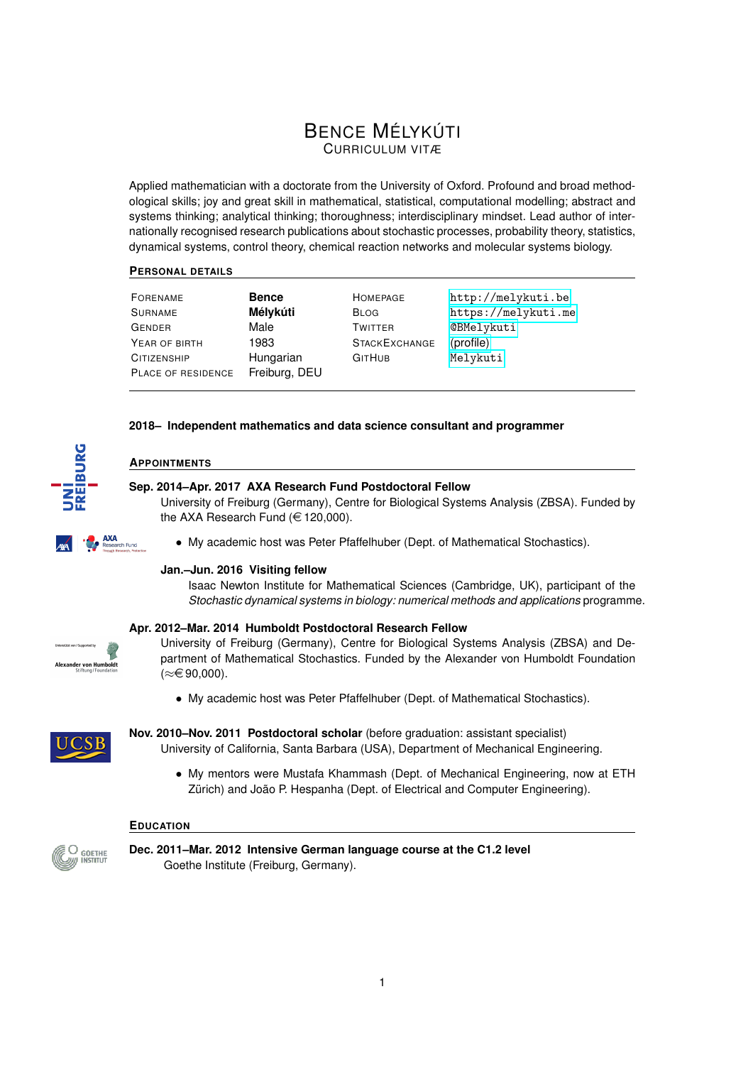# Bence Mélykúti

Curriculum Vitæ

Applied mathematician with a doctorate from the University of Oxford. Profound and broad methodological skills; joy and great skill in mathematical, statistical, computational modelling; abstract and systems thinking; analytical thinking; thoroughness; interdisciplinary mindset. Lead author of internationally recognised research publications about stochastic processes, probability theory, statistics, dynamical systems, control theory, chemical reaction networks and molecular systems biology.

## Personal details

| | | | |
|---|---|---|---|
| Forename | **Bence** | Homepage | `http://melykuti.be` |
| Surname | **Mélykúti** | Blog | `https://melykuti.me` |
| Gender | Male | Twitter | `@BMelykuti` |
| Year of birth | 1983 | StackExchange | (profile) |
| Citizenship | Hungarian | GitHub | `Melykuti` |
| Place of residence | Freiburg, DEU | | |

**2018– Independent mathematics and data science consultant and programmer**

## Appointments

**Sep. 2014–Apr. 2017 AXA Research Fund Postdoctoral Fellow**
University of Freiburg (Germany), Centre for Biological Systems Analysis (ZBSA). Funded by the AXA Research Fund (€ 120,000).

- My academic host was Peter Pfaffelhuber (Dept. of Mathematical Stochastics).

**Jan.–Jun. 2016 Visiting fellow**
Isaac Newton Institute for Mathematical Sciences (Cambridge, UK), participant of the *Stochastic dynamical systems in biology: numerical methods and applications* programme.

**Apr. 2012–Mar. 2014 Humboldt Postdoctoral Research Fellow**
University of Freiburg (Germany), Centre for Biological Systems Analysis (ZBSA) and Department of Mathematical Stochastics. Funded by the Alexander von Humboldt Foundation ($\approx$€ 90,000).

- My academic host was Peter Pfaffelhuber (Dept. of Mathematical Stochastics).

**Nov. 2010–Nov. 2011 Postdoctoral scholar** (before graduation: assistant specialist)
University of California, Santa Barbara (USA), Department of Mechanical Engineering.

- My mentors were Mustafa Khammash (Dept. of Mechanical Engineering, now at ETH Zürich) and João P. Hespanha (Dept. of Electrical and Computer Engineering).

## Education

**Dec. 2011–Mar. 2012 Intensive German language course at the C1.2 level**
Goethe Institute (Freiburg, Germany).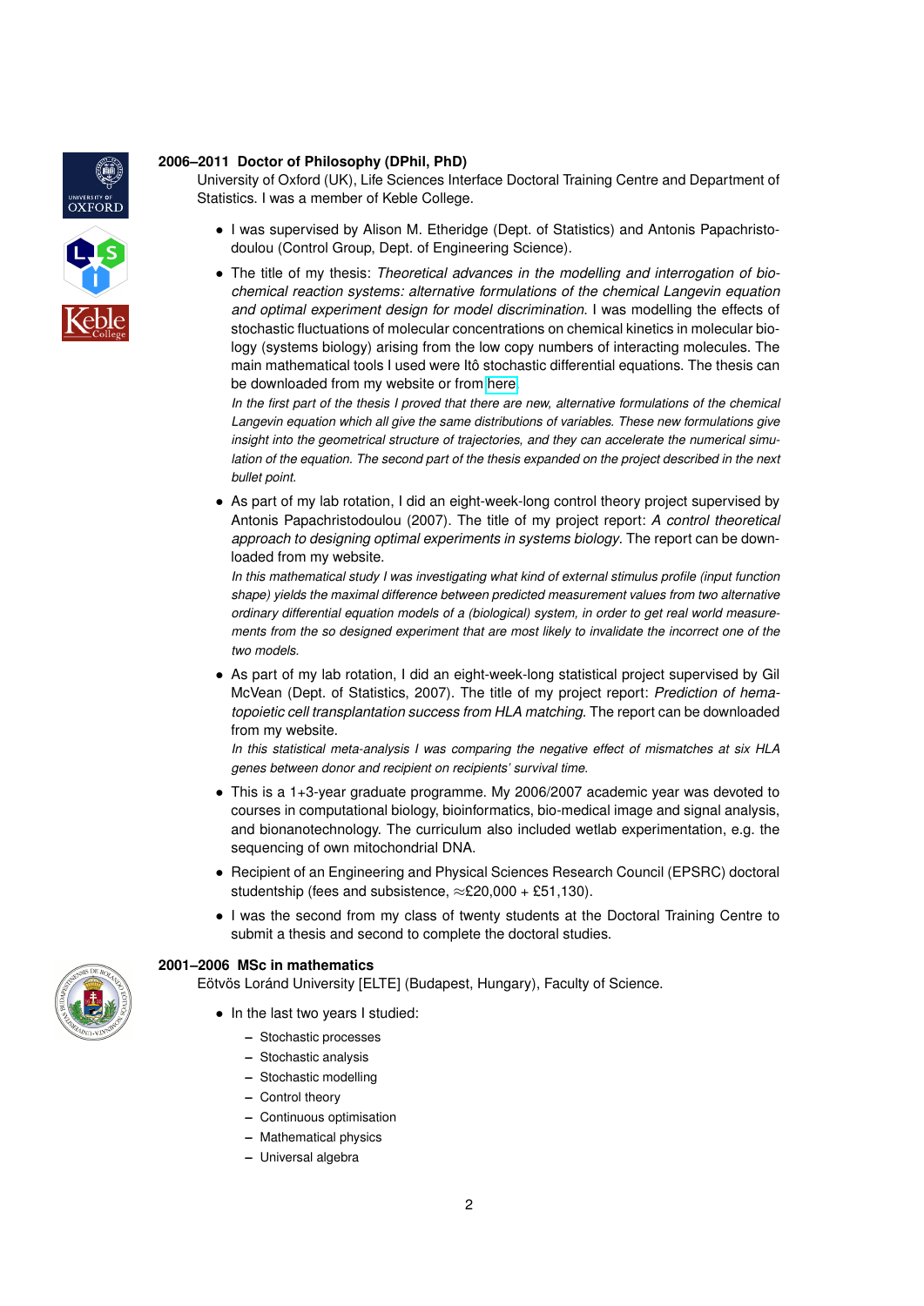**2006–2011 Doctor of Philosophy (DPhil, PhD)**
University of Oxford (UK), Life Sciences Interface Doctoral Training Centre and Department of Statistics. I was a member of Keble College.

- I was supervised by Alison M. Etheridge (Dept. of Statistics) and Antonis Papachristodoulou (Control Group, Dept. of Engineering Science).
- The title of my thesis: *Theoretical advances in the modelling and interrogation of biochemical reaction systems: alternative formulations of the chemical Langevin equation and optimal experiment design for model discrimination*. I was modelling the effects of stochastic fluctuations of molecular concentrations on chemical kinetics in molecular biology (systems biology) arising from the low copy numbers of interacting molecules. The main mathematical tools I used were Itô stochastic differential equations. The thesis can be downloaded from my website or from here.
  *In the first part of the thesis I proved that there are new, alternative formulations of the chemical Langevin equation which all give the same distributions of variables. These new formulations give insight into the geometrical structure of trajectories, and they can accelerate the numerical simulation of the equation. The second part of the thesis expanded on the project described in the next bullet point.*
- As part of my lab rotation, I did an eight-week-long control theory project supervised by Antonis Papachristodoulou (2007). The title of my project report: *A control theoretical approach to designing optimal experiments in systems biology*. The report can be downloaded from my website.
  *In this mathematical study I was investigating what kind of external stimulus profile (input function shape) yields the maximal difference between predicted measurement values from two alternative ordinary differential equation models of a (biological) system, in order to get real world measurements from the so designed experiment that are most likely to invalidate the incorrect one of the two models.*
- As part of my lab rotation, I did an eight-week-long statistical project supervised by Gil McVean (Dept. of Statistics, 2007). The title of my project report: *Prediction of hematopoietic cell transplantation success from HLA matching*. The report can be downloaded from my website.
  *In this statistical meta-analysis I was comparing the negative effect of mismatches at six HLA genes between donor and recipient on recipients' survival time.*
- This is a 1+3-year graduate programme. My 2006/2007 academic year was devoted to courses in computational biology, bioinformatics, bio-medical image and signal analysis, and bionanotechnology. The curriculum also included wetlab experimentation, e.g. the sequencing of own mitochondrial DNA.
- Recipient of an Engineering and Physical Sciences Research Council (EPSRC) doctoral studentship (fees and subsistence, ≈£20,000 + £51,130).
- I was the second from my class of twenty students at the Doctoral Training Centre to submit a thesis and second to complete the doctoral studies.

**2001–2006 MSc in mathematics**
Eötvös Loránd University [ELTE] (Budapest, Hungary), Faculty of Science.

- In the last two years I studied:
  - Stochastic processes
  - Stochastic analysis
  - Stochastic modelling
  - Control theory
  - Continuous optimisation
  - Mathematical physics
  - Universal algebra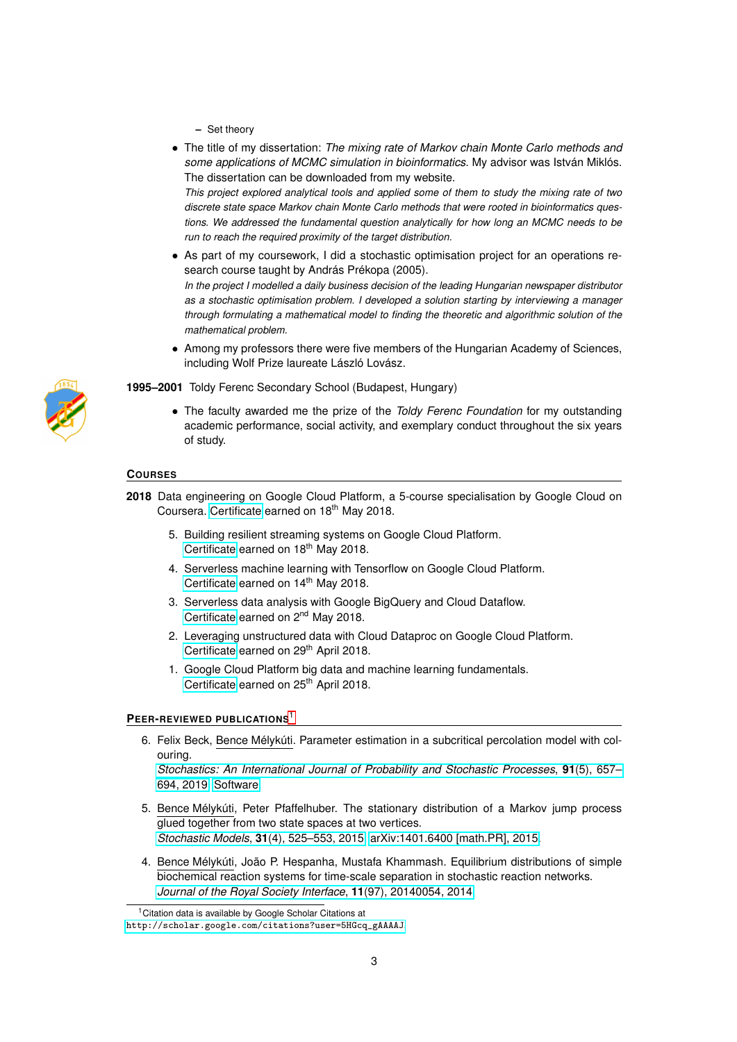- Set theory

- The title of my dissertation: *The mixing rate of Markov chain Monte Carlo methods and some applications of MCMC simulation in bioinformatics.* My advisor was István Miklós. The dissertation can be downloaded from my website.
  *This project explored analytical tools and applied some of them to study the mixing rate of two discrete state space Markov chain Monte Carlo methods that were rooted in bioinformatics questions. We addressed the fundamental question analytically for how long an MCMC needs to be run to reach the required proximity of the target distribution.*

- As part of my coursework, I did a stochastic optimisation project for an operations research course taught by András Prékopa (2005).
  *In the project I modelled a daily business decision of the leading Hungarian newspaper distributor as a stochastic optimisation problem. I developed a solution starting by interviewing a manager through formulating a mathematical model to finding the theoretic and algorithmic solution of the mathematical problem.*

- Among my professors there were five members of the Hungarian Academy of Sciences, including Wolf Prize laureate László Lovász.

**1995–2001** Toldy Ferenc Secondary School (Budapest, Hungary)

- The faculty awarded me the prize of the *Toldy Ferenc Foundation* for my outstanding academic performance, social activity, and exemplary conduct throughout the six years of study.

## Courses

**2018** Data engineering on Google Cloud Platform, a 5-course specialisation by Google Cloud on Coursera. Certificate earned on 18th May 2018.

5. Building resilient streaming systems on Google Cloud Platform.
   Certificate earned on 18th May 2018.
4. Serverless machine learning with Tensorflow on Google Cloud Platform.
   Certificate earned on 14th May 2018.
3. Serverless data analysis with Google BigQuery and Cloud Dataflow.
   Certificate earned on 2nd May 2018.
2. Leveraging unstructured data with Cloud Dataproc on Google Cloud Platform.
   Certificate earned on 29th April 2018.
1. Google Cloud Platform big data and machine learning fundamentals.
   Certificate earned on 25th April 2018.

## Peer-reviewed publications[1]

6. Felix Beck, Bence Mélykúti. Parameter estimation in a subcritical percolation model with colouring.
   *Stochastics: An International Journal of Probability and Stochastic Processes*, **91**(5), 657–694, 2019. Software
5. Bence Mélykúti, Peter Pfaffelhuber. The stationary distribution of a Markov jump process glued together from two state spaces at two vertices.
   *Stochastic Models*, **31**(4), 525–553, 2015. arXiv:1401.6400 [math.PR], 2015.
4. Bence Mélykúti, João P. Hespanha, Mustafa Khammash. Equilibrium distributions of simple biochemical reaction systems for time-scale separation in stochastic reaction networks.
   *Journal of the Royal Society Interface*, **11**(97), 20140054, 2014.

[1] Citation data is available by Google Scholar Citations at http://scholar.google.com/citations?user=5HGcq_gAAAAJ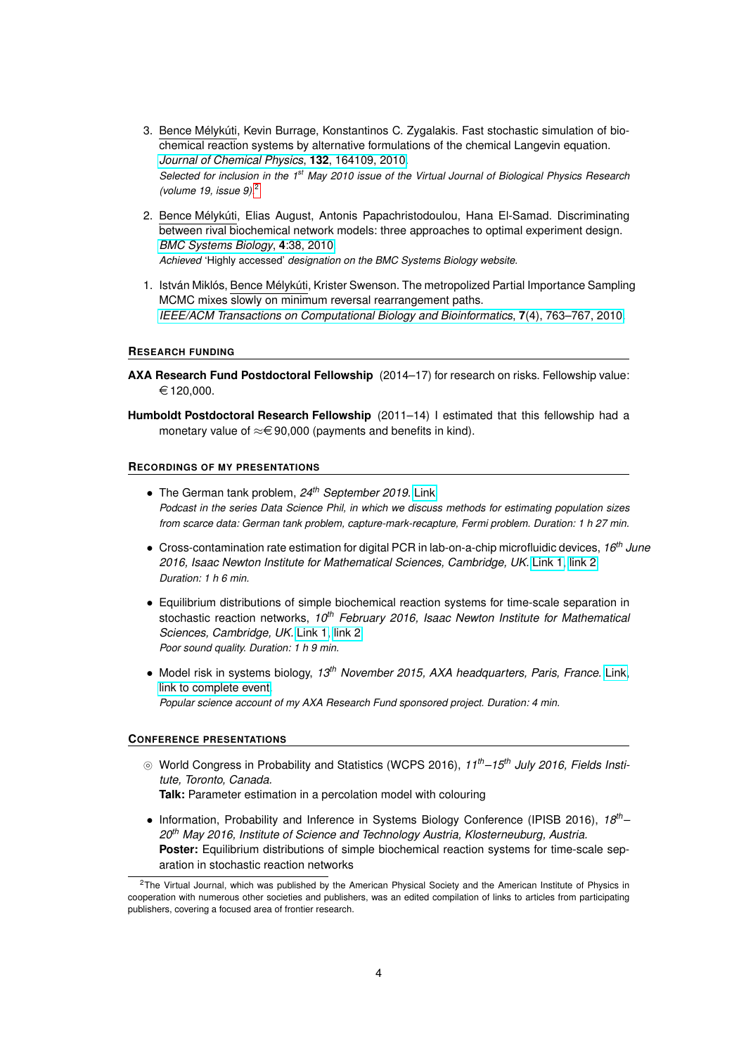3. Bence Mélykúti, Kevin Burrage, Konstantinos C. Zygalakis. Fast stochastic simulation of biochemical reaction systems by alternative formulations of the chemical Langevin equation. *Journal of Chemical Physics*, **132**, 164109, 2010.
   *Selected for inclusion in the 1st May 2010 issue of the Virtual Journal of Biological Physics Research (volume 19, issue 9).*[2]

2. Bence Mélykúti, Elias August, Antonis Papachristodoulou, Hana El-Samad. Discriminating between rival biochemical network models: three approaches to optimal experiment design. *BMC Systems Biology*, **4**:38, 2010.
   *Achieved* 'Highly accessed' *designation on the BMC Systems Biology website.*

1. István Miklós, Bence Mélykúti, Krister Swenson. The metropolized Partial Importance Sampling MCMC mixes slowly on minimum reversal rearrangement paths. *IEEE/ACM Transactions on Computational Biology and Bioinformatics*, **7**(4), 763–767, 2010.

## Research Funding

**AXA Research Fund Postdoctoral Fellowship** (2014–17) for research on risks. Fellowship value: €120,000.

**Humboldt Postdoctoral Research Fellowship** (2011–14) I estimated that this fellowship had a monetary value of ≈€90,000 (payments and benefits in kind).

## Recordings of My Presentations

- The German tank problem, *24th September 2019.* Link
  *Podcast in the series Data Science Phil, in which we discuss methods for estimating population sizes from scarce data: German tank problem, capture-mark-recapture, Fermi problem. Duration: 1 h 27 min.*

- Cross-contamination rate estimation for digital PCR in lab-on-a-chip microfluidic devices, *16th June 2016, Isaac Newton Institute for Mathematical Sciences, Cambridge, UK.* Link 1, link 2
  *Duration: 1 h 6 min.*

- Equilibrium distributions of simple biochemical reaction systems for time-scale separation in stochastic reaction networks, *10th February 2016, Isaac Newton Institute for Mathematical Sciences, Cambridge, UK.* Link 1, link 2
  *Poor sound quality. Duration: 1 h 9 min.*

- Model risk in systems biology, *13th November 2015, AXA headquarters, Paris, France.* Link, link to complete event
  *Popular science account of my AXA Research Fund sponsored project. Duration: 4 min.*

## Conference Presentations

- ⊙ World Congress in Probability and Statistics (WCPS 2016), *11th–15th July 2016, Fields Institute, Toronto, Canada.*
  **Talk:** Parameter estimation in a percolation model with colouring

- Information, Probability and Inference in Systems Biology Conference (IPISB 2016), *18th–20th May 2016, Institute of Science and Technology Austria, Klosterneuburg, Austria.*
  **Poster:** Equilibrium distributions of simple biochemical reaction systems for time-scale separation in stochastic reaction networks

---

[2] The Virtual Journal, which was published by the American Physical Society and the American Institute of Physics in cooperation with numerous other societies and publishers, was an edited compilation of links to articles from participating publishers, covering a focused area of frontier research.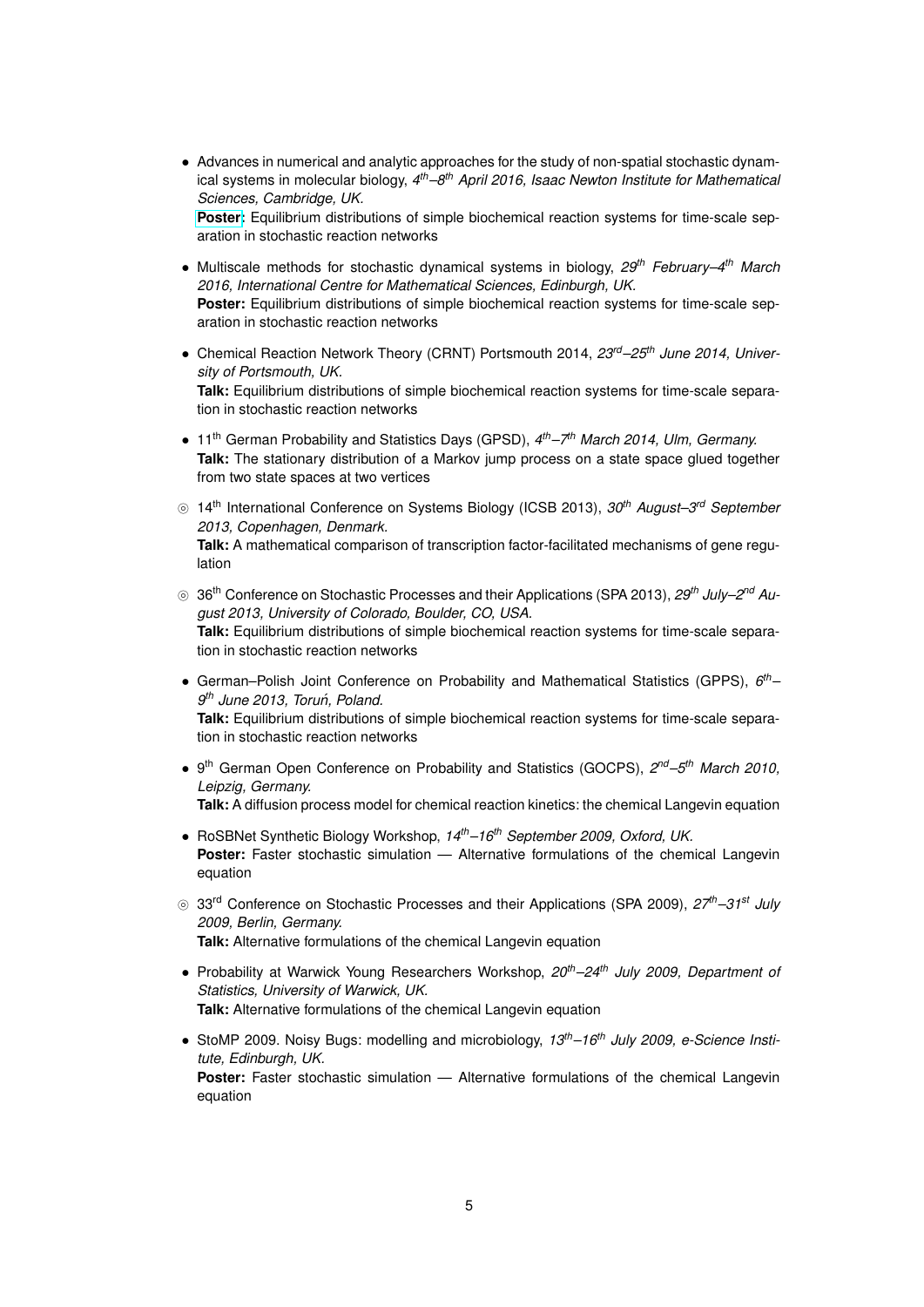- Advances in numerical and analytic approaches for the study of non-spatial stochastic dynamical systems in molecular biology, *4th–8th April 2016, Isaac Newton Institute for Mathematical Sciences, Cambridge, UK.*
  **Poster:** Equilibrium distributions of simple biochemical reaction systems for time-scale separation in stochastic reaction networks

- Multiscale methods for stochastic dynamical systems in biology, *29th February–4th March 2016, International Centre for Mathematical Sciences, Edinburgh, UK.*
  **Poster:** Equilibrium distributions of simple biochemical reaction systems for time-scale separation in stochastic reaction networks

- Chemical Reaction Network Theory (CRNT) Portsmouth 2014, *23rd–25th June 2014, University of Portsmouth, UK.*
  **Talk:** Equilibrium distributions of simple biochemical reaction systems for time-scale separation in stochastic reaction networks

- 11th German Probability and Statistics Days (GPSD), *4th–7th March 2014, Ulm, Germany.*
  **Talk:** The stationary distribution of a Markov jump process on a state space glued together from two state spaces at two vertices

- ⊙ 14th International Conference on Systems Biology (ICSB 2013), *30th August–3rd September 2013, Copenhagen, Denmark.*
  **Talk:** A mathematical comparison of transcription factor-facilitated mechanisms of gene regulation

- ⊙ 36th Conference on Stochastic Processes and their Applications (SPA 2013), *29th July–2nd August 2013, University of Colorado, Boulder, CO, USA.*
  **Talk:** Equilibrium distributions of simple biochemical reaction systems for time-scale separation in stochastic reaction networks

- German–Polish Joint Conference on Probability and Mathematical Statistics (GPPS), *6th–9th June 2013, Toruń, Poland.*
  **Talk:** Equilibrium distributions of simple biochemical reaction systems for time-scale separation in stochastic reaction networks

- 9th German Open Conference on Probability and Statistics (GOCPS), *2nd–5th March 2010, Leipzig, Germany.*
  **Talk:** A diffusion process model for chemical reaction kinetics: the chemical Langevin equation

- RoSBNet Synthetic Biology Workshop, *14th–16th September 2009, Oxford, UK.*
  **Poster:** Faster stochastic simulation — Alternative formulations of the chemical Langevin equation

- ⊙ 33rd Conference on Stochastic Processes and their Applications (SPA 2009), *27th–31st July 2009, Berlin, Germany.*
  **Talk:** Alternative formulations of the chemical Langevin equation

- Probability at Warwick Young Researchers Workshop, *20th–24th July 2009, Department of Statistics, University of Warwick, UK.*
  **Talk:** Alternative formulations of the chemical Langevin equation

- StoMP 2009. Noisy Bugs: modelling and microbiology, *13th–16th July 2009, e-Science Institute, Edinburgh, UK.*
  **Poster:** Faster stochastic simulation — Alternative formulations of the chemical Langevin equation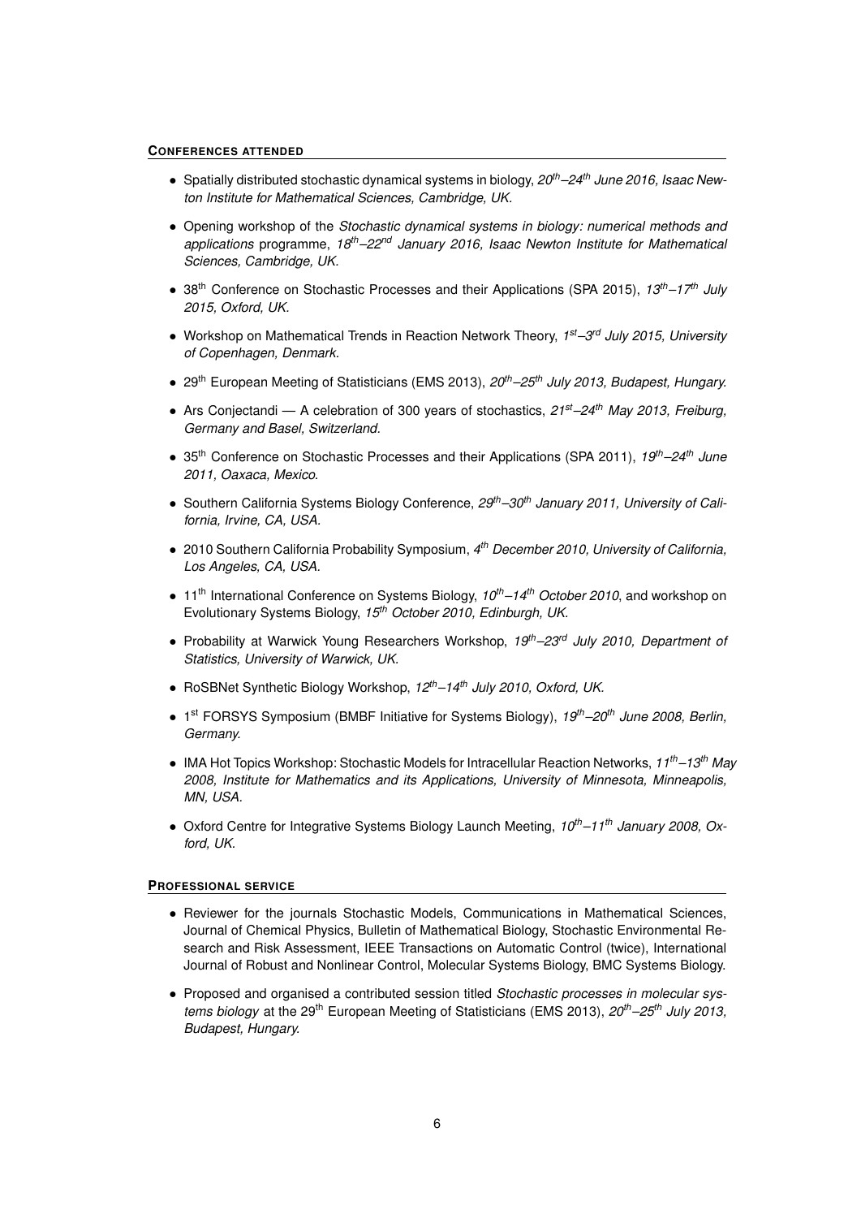## CONFERENCES ATTENDED

- Spatially distributed stochastic dynamical systems in biology, *20th–24th June 2016, Isaac Newton Institute for Mathematical Sciences, Cambridge, UK.*
- Opening workshop of the *Stochastic dynamical systems in biology: numerical methods and applications* programme, *18th–22nd January 2016, Isaac Newton Institute for Mathematical Sciences, Cambridge, UK.*
- 38th Conference on Stochastic Processes and their Applications (SPA 2015), *13th–17th July 2015, Oxford, UK.*
- Workshop on Mathematical Trends in Reaction Network Theory, *1st–3rd July 2015, University of Copenhagen, Denmark.*
- 29th European Meeting of Statisticians (EMS 2013), *20th–25th July 2013, Budapest, Hungary.*
- Ars Conjectandi — A celebration of 300 years of stochastics, *21st–24th May 2013, Freiburg, Germany and Basel, Switzerland.*
- 35th Conference on Stochastic Processes and their Applications (SPA 2011), *19th–24th June 2011, Oaxaca, Mexico.*
- Southern California Systems Biology Conference, *29th–30th January 2011, University of California, Irvine, CA, USA.*
- 2010 Southern California Probability Symposium, *4th December 2010, University of California, Los Angeles, CA, USA.*
- 11th International Conference on Systems Biology, *10th–14th October 2010*, and workshop on Evolutionary Systems Biology, *15th October 2010, Edinburgh, UK.*
- Probability at Warwick Young Researchers Workshop, *19th–23rd July 2010, Department of Statistics, University of Warwick, UK.*
- RoSBNet Synthetic Biology Workshop, *12th–14th July 2010, Oxford, UK.*
- 1st FORSYS Symposium (BMBF Initiative for Systems Biology), *19th–20th June 2008, Berlin, Germany.*
- IMA Hot Topics Workshop: Stochastic Models for Intracellular Reaction Networks, *11th–13th May 2008, Institute for Mathematics and its Applications, University of Minnesota, Minneapolis, MN, USA.*
- Oxford Centre for Integrative Systems Biology Launch Meeting, *10th–11th January 2008, Oxford, UK.*

## PROFESSIONAL SERVICE

- Reviewer for the journals Stochastic Models, Communications in Mathematical Sciences, Journal of Chemical Physics, Bulletin of Mathematical Biology, Stochastic Environmental Research and Risk Assessment, IEEE Transactions on Automatic Control (twice), International Journal of Robust and Nonlinear Control, Molecular Systems Biology, BMC Systems Biology.
- Proposed and organised a contributed session titled *Stochastic processes in molecular systems biology* at the 29th European Meeting of Statisticians (EMS 2013), *20th–25th July 2013, Budapest, Hungary.*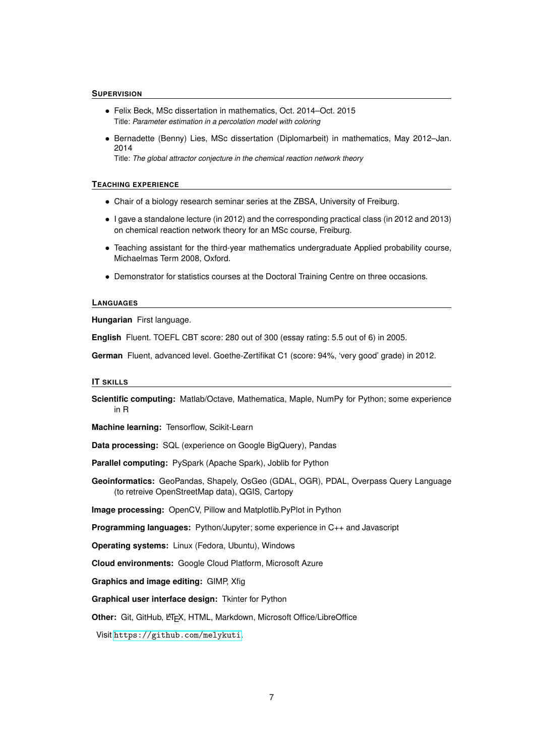## Supervision

- Felix Beck, MSc dissertation in mathematics, Oct. 2014–Oct. 2015
  Title: *Parameter estimation in a percolation model with coloring*
- Bernadette (Benny) Lies, MSc dissertation (Diplomarbeit) in mathematics, May 2012–Jan. 2014
  Title: *The global attractor conjecture in the chemical reaction network theory*

## Teaching experience

- Chair of a biology research seminar series at the ZBSA, University of Freiburg.
- I gave a standalone lecture (in 2012) and the corresponding practical class (in 2012 and 2013) on chemical reaction network theory for an MSc course, Freiburg.
- Teaching assistant for the third-year mathematics undergraduate Applied probability course, Michaelmas Term 2008, Oxford.
- Demonstrator for statistics courses at the Doctoral Training Centre on three occasions.

## Languages

**Hungarian** First language.

**English** Fluent. TOEFL CBT score: 280 out of 300 (essay rating: 5.5 out of 6) in 2005.

**German** Fluent, advanced level. Goethe-Zertifikat C1 (score: 94%, 'very good' grade) in 2012.

## IT skills

**Scientific computing:** Matlab/Octave, Mathematica, Maple, NumPy for Python; some experience in R

**Machine learning:** Tensorflow, Scikit-Learn

**Data processing:** SQL (experience on Google BigQuery), Pandas

**Parallel computing:** PySpark (Apache Spark), Joblib for Python

**Geoinformatics:** GeoPandas, Shapely, OsGeo (GDAL, OGR), PDAL, Overpass Query Language (to retreive OpenStreetMap data), QGIS, Cartopy

**Image processing:** OpenCV, Pillow and Matplotlib.PyPlot in Python

**Programming languages:** Python/Jupyter; some experience in C++ and Javascript

**Operating systems:** Linux (Fedora, Ubuntu), Windows

**Cloud environments:** Google Cloud Platform, Microsoft Azure

**Graphics and image editing:** GIMP, Xfig

**Graphical user interface design:** Tkinter for Python

**Other:** Git, GitHub, LaTeX, HTML, Markdown, Microsoft Office/LibreOffice

Visit https://github.com/melykuti.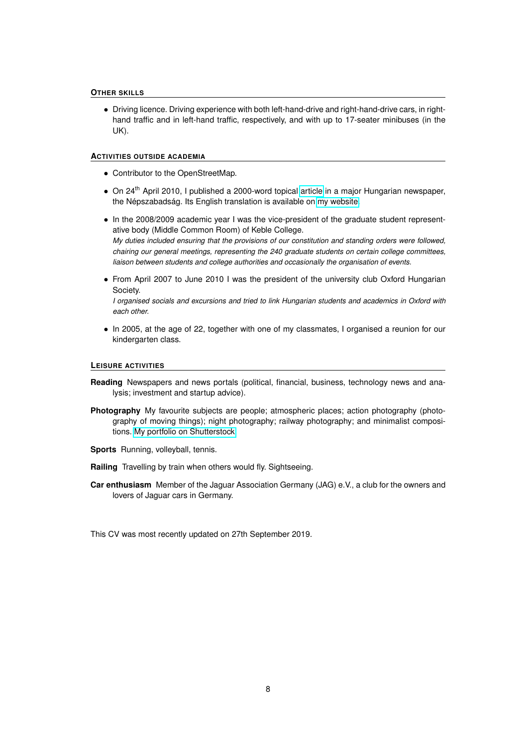## Other skills

- Driving licence. Driving experience with both left-hand-drive and right-hand-drive cars, in right-hand traffic and in left-hand traffic, respectively, and with up to 17-seater minibuses (in the UK).

## Activities outside academia

- Contributor to the OpenStreetMap.
- On 24th April 2010, I published a 2000-word topical article in a major Hungarian newspaper, the Népszabadság. Its English translation is available on my website.
- In the 2008/2009 academic year I was the vice-president of the graduate student representative body (Middle Common Room) of Keble College.
  *My duties included ensuring that the provisions of our constitution and standing orders were followed, chairing our general meetings, representing the 240 graduate students on certain college committees, liaison between students and college authorities and occasionally the organisation of events.*
- From April 2007 to June 2010 I was the president of the university club Oxford Hungarian Society.
  *I organised socials and excursions and tried to link Hungarian students and academics in Oxford with each other.*
- In 2005, at the age of 22, together with one of my classmates, I organised a reunion for our kindergarten class.

## Leisure activities

**Reading** Newspapers and news portals (political, financial, business, technology news and analysis; investment and startup advice).

**Photography** My favourite subjects are people; atmospheric places; action photography (photography of moving things); night photography; railway photography; and minimalist compositions. My portfolio on Shutterstock

**Sports** Running, volleyball, tennis.

**Railing** Travelling by train when others would fly. Sightseeing.

**Car enthusiasm** Member of the Jaguar Association Germany (JAG) e.V., a club for the owners and lovers of Jaguar cars in Germany.

This CV was most recently updated on 27th September 2019.